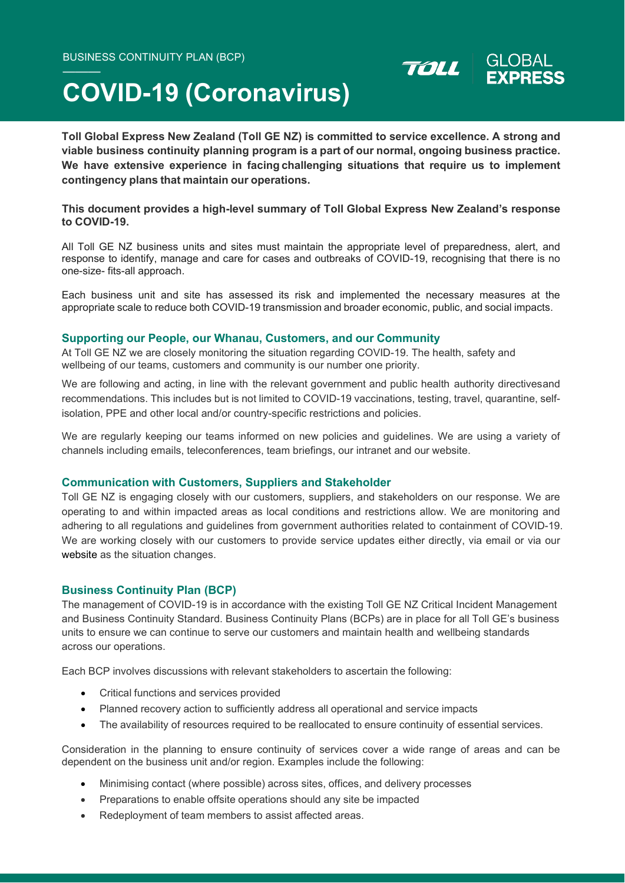BUSINESS CONTINUITY PLAN (BCP)

# COVID-19 (Coronavirus)

TOLL | GLOBAL EXPRESS

**Toll Global Express New Zealand (Toll GE NZ) is committed to service excellence. A strong and viable business continuity planning program is a part of our normal, ongoing business practice. We have extensive experience in facing challenging situations that require us to implement contingency plans that maintain our operations.**

**This document provides a high-level summary of Toll Global Express New Zealand's response to COVID-19.**

All Toll GE NZ business units and sites must maintain the appropriate level of preparedness, alert, and response to identify, manage and care for cases and outbreaks of COVID-19, recognising that there is no one-size- fits-all approach.

Each business unit and site has assessed its risk and implemented the necessary measures at the appropriate scale to reduce both COVID-19 transmission and broader economic, public, and social impacts.

## Supporting our People, our Whanau, Customers, and our Community

At Toll GE NZ we are closely monitoring the situation regarding COVID-19. The health, safety and wellbeing of our teams, customers and community is our number one priority.

We are following and acting, in line with the relevant government and public health authority directivesand recommendations. This includes but is not limited to COVID-19 vaccinations, testing, travel, quarantine, self-isolation, PPE and other local and/or country-specific restrictions and policies.

We are regularly keeping our teams informed on new policies and guidelines. We are using a variety of channels including emails, teleconferences, team briefings, our intranet and our website.

## Communication with Customers, Suppliers and Stakeholder

Toll GE NZ is engaging closely with our customers, suppliers, and stakeholders on our response. We are operating to and within impacted areas as local conditions and restrictions allow. We are monitoring and adhering to all regulations and guidelines from government authorities related to containment of COVID-19. We are working closely with our customers to provide service updates either directly, via email or via our website as the situation changes.

## Business Continuity Plan (BCP)

The management of COVID-19 is in accordance with the existing Toll GE NZ Critical Incident Management and Business Continuity Standard. Business Continuity Plans (BCPs) are in place for all Toll GE's business units to ensure we can continue to serve our customers and maintain health and wellbeing standards across our operations.

Each BCP involves discussions with relevant stakeholders to ascertain the following:

- Critical functions and services provided
- Planned recovery action to sufficiently address all operational and service impacts
- The availability of resources required to be reallocated to ensure continuity of essential services.

Consideration in the planning to ensure continuity of services cover a wide range of areas and can be dependent on the business unit and/or region. Examples include the following:

- Minimising contact (where possible) across sites, offices, and delivery processes
- Preparations to enable offsite operations should any site be impacted
- Redeployment of team members to assist affected areas.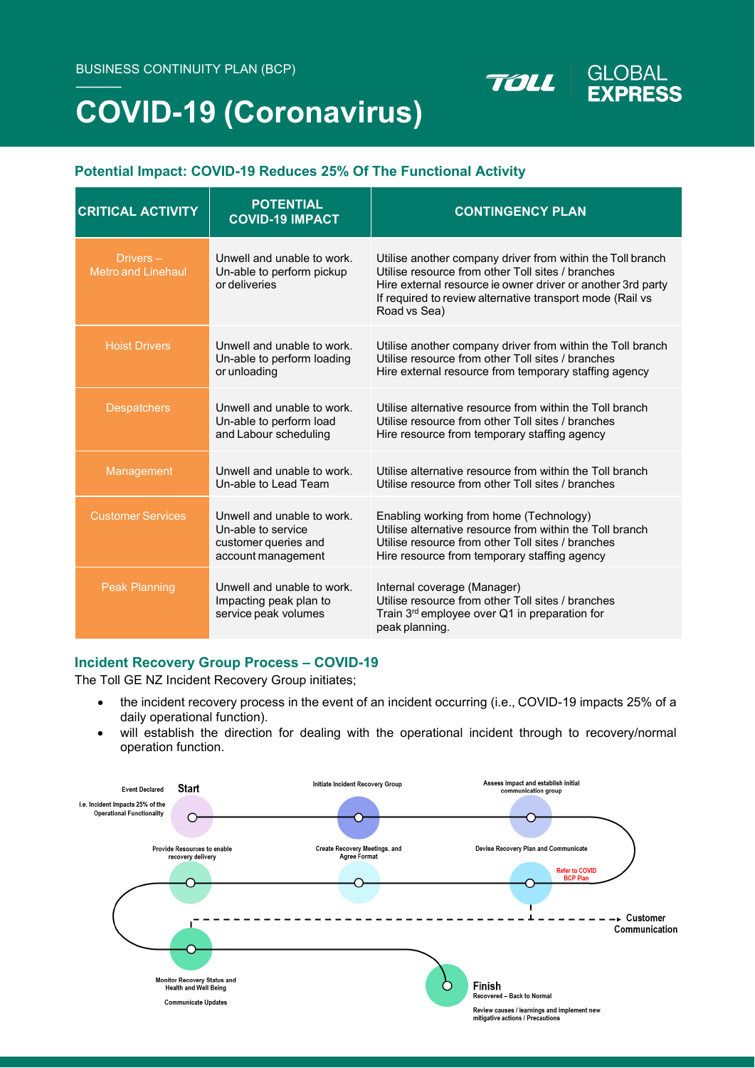BUSINESS CONTINUITY PLAN (BCP)

# COVID-19 (Coronavirus)

TOLL | GLOBAL EXPRESS

## Potential Impact: COVID-19 Reduces 25% Of The Functional Activity

| CRITICAL ACTIVITY | POTENTIAL COVID-19 IMPACT | CONTINGENCY PLAN |
|---|---|---|
| Drivers – Metro and Linehaul | Unwell and unable to work. Un-able to perform pickup or deliveries | Utilise another company driver from within the Toll branch<br>Utilise resource from other Toll sites / branches<br>Hire external resource ie owner driver or another 3rd party<br>If required to review alternative transport mode (Rail vs Road vs Sea) |
| Hoist Drivers | Unwell and unable to work. Un-able to perform loading or unloading | Utilise another company driver from within the Toll branch<br>Utilise resource from other Toll sites / branches<br>Hire external resource from temporary staffing agency |
| Despatchers | Unwell and unable to work. Un-able to perform load and Labour scheduling | Utilise alternative resource from within the Toll branch<br>Utilise resource from other Toll sites / branches<br>Hire resource from temporary staffing agency |
| Management | Unwell and unable to work. Un-able to Lead Team | Utilise alternative resource from within the Toll branch<br>Utilise resource from other Toll sites / branches |
| Customer Services | Unwell and unable to work. Un-able to service customer queries and account management | Enabling working from home (Technology)<br>Utilise alternative resource from within the Toll branch<br>Utilise resource from other Toll sites / branches<br>Hire resource from temporary staffing agency |
| Peak Planning | Unwell and unable to work. Impacting peak plan to service peak volumes | Internal coverage (Manager)<br>Utilise resource from other Toll sites / branches<br>Train 3rd employee over Q1 in preparation for peak planning. |

## Incident Recovery Group Process – COVID-19

The Toll GE NZ Incident Recovery Group initiates;

- the incident recovery process in the event of an incident occurring (i.e., COVID-19 impacts 25% of a daily operational function).
- will establish the direction for dealing with the operational incident through to recovery/normal operation function.

Event Declared — **Start**
i.e. Incident Impacts 25% of the Operational Functionality

Initiate Incident Recovery Group

Assess impact and establish initial communication group

Devise Recovery Plan and Communicate
Refer to COVID BCP Plan

Create Recovery Meetings. and Agree Format

Provide Resources to enable recovery delivery

Monitor Recovery Status and Health and Well Being
Communicate Updates

Customer Communication

**Finish**
Recovered – Back to Normal
Review causes / learnings and implement new mitigative actions / Precautions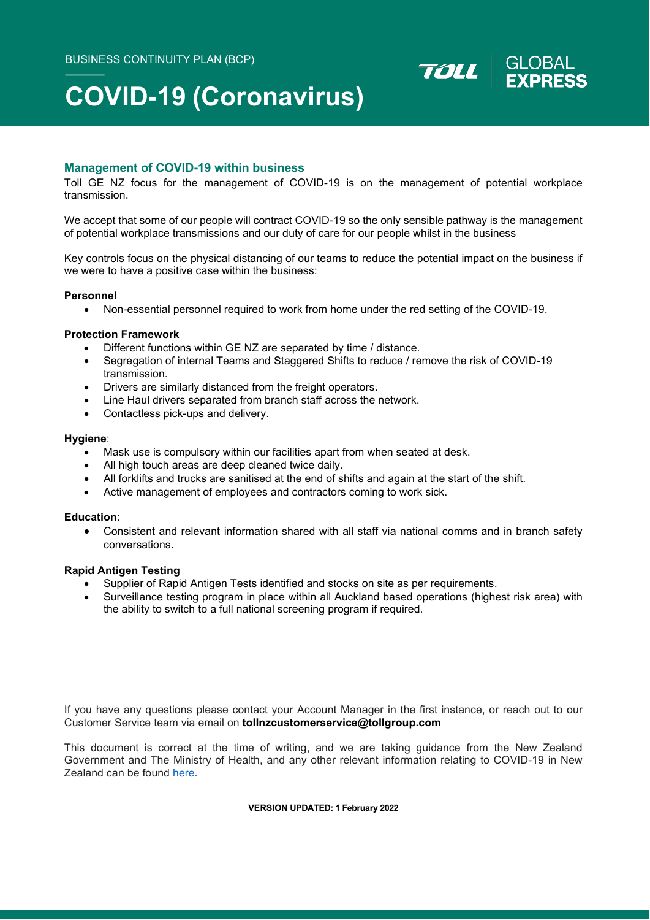BUSINESS CONTINUITY PLAN (BCP)

# COVID-19 (Coronavirus)

TOLL GLOBAL EXPRESS

## Management of COVID-19 within business

Toll GE NZ focus for the management of COVID-19 is on the management of potential workplace transmission.

We accept that some of our people will contract COVID-19 so the only sensible pathway is the management of potential workplace transmissions and our duty of care for our people whilst in the business

Key controls focus on the physical distancing of our teams to reduce the potential impact on the business if we were to have a positive case within the business:

**Personnel**

- Non-essential personnel required to work from home under the red setting of the COVID-19.

**Protection Framework**

- Different functions within GE NZ are separated by time / distance.
- Segregation of internal Teams and Staggered Shifts to reduce / remove the risk of COVID-19 transmission.
- Drivers are similarly distanced from the freight operators.
- Line Haul drivers separated from branch staff across the network.
- Contactless pick-ups and delivery.

**Hygiene**:

- Mask use is compulsory within our facilities apart from when seated at desk.
- All high touch areas are deep cleaned twice daily.
- All forklifts and trucks are sanitised at the end of shifts and again at the start of the shift.
- Active management of employees and contractors coming to work sick.

**Education**:

- Consistent and relevant information shared with all staff via national comms and in branch safety conversations.

**Rapid Antigen Testing**

- Supplier of Rapid Antigen Tests identified and stocks on site as per requirements.
- Surveillance testing program in place within all Auckland based operations (highest risk area) with the ability to switch to a full national screening program if required.

If you have any questions please contact your Account Manager in the first instance, or reach out to our Customer Service team via email on **tollnzcustomerservice@tollgroup.com**

This document is correct at the time of writing, and we are taking guidance from the New Zealand Government and The Ministry of Health, and any other relevant information relating to COVID-19 in New Zealand can be found here.

**VERSION UPDATED: 1 February 2022**